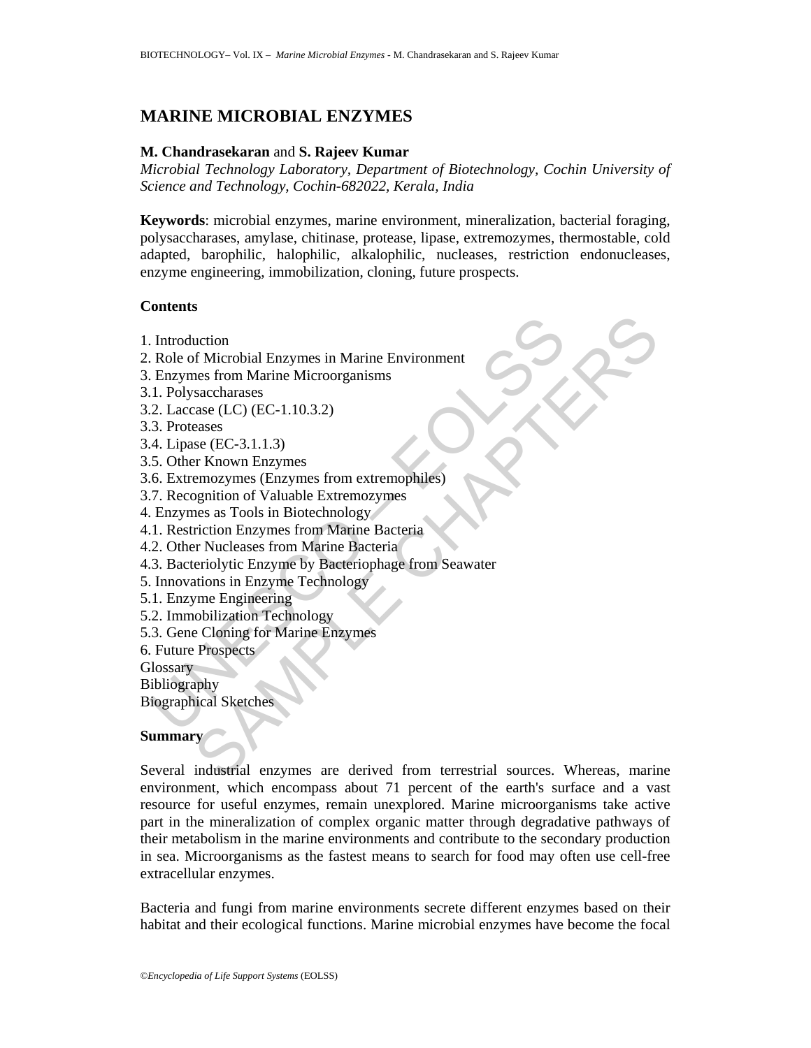# MARINE MICROBIAL ENZYMES

**M. Chandrasekaran** and **S. Rajeev Kumar**

*Microbial Technology Laboratory, Department of Biotechnology, Cochin University of Science and Technology, Cochin-682022, Kerala, India*

**Keywords**: microbial enzymes, marine environment, mineralization, bacterial foraging, polysaccharases, amylase, chitinase, protease, lipase, extremozymes, thermostable, cold adapted, barophilic, halophilic, alkalophilic, nucleases, restriction endonucleases, enzyme engineering, immobilization, cloning, future prospects.

## Contents

1. Introduction
2. Role of Microbial Enzymes in Marine Environment
3. Enzymes from Marine Microorganisms
3.1. Polysaccharases
3.2. Laccase (LC) (EC-1.10.3.2)
3.3. Proteases
3.4. Lipase (EC-3.1.1.3)
3.5. Other Known Enzymes
3.6. Extremozymes (Enzymes from extremophiles)
3.7. Recognition of Valuable Extremozymes
4. Enzymes as Tools in Biotechnology
4.1. Restriction Enzymes from Marine Bacteria
4.2. Other Nucleases from Marine Bacteria
4.3. Bacteriolytic Enzyme by Bacteriophage from Seawater
5. Innovations in Enzyme Technology
5.1. Enzyme Engineering
5.2. Immobilization Technology
5.3. Gene Cloning for Marine Enzymes
6. Future Prospects

Glossary

Bibliography

Biographical Sketches

## Summary

Several industrial enzymes are derived from terrestrial sources. Whereas, marine environment, which encompass about 71 percent of the earth's surface and a vast resource for useful enzymes, remain unexplored. Marine microorganisms take active part in the mineralization of complex organic matter through degradative pathways of their metabolism in the marine environments and contribute to the secondary production in sea. Microorganisms as the fastest means to search for food may often use cell-free extracellular enzymes.

Bacteria and fungi from marine environments secrete different enzymes based on their habitat and their ecological functions. Marine microbial enzymes have become the focal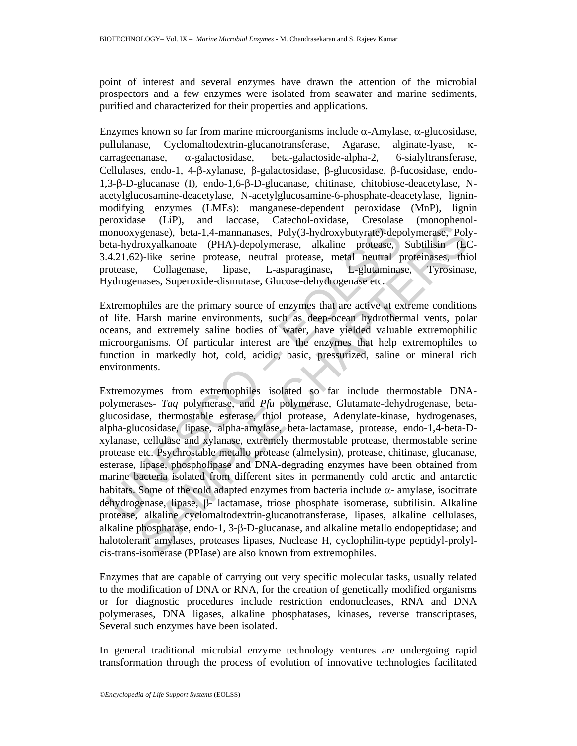point of interest and several enzymes have drawn the attention of the microbial prospectors and a few enzymes were isolated from seawater and marine sediments, purified and characterized for their properties and applications.

Enzymes known so far from marine microorganisms include $\alpha$-Amylase, $\alpha$-glucosidase, pullulanase, Cyclomaltodextrin-glucanotransferase, Agarase, alginate-lyase, $\kappa$-carrageenanase, $\alpha$-galactosidase, beta-galactoside-alpha-2, 6-sialyltransferase, Cellulases, endo-1, 4-$\beta$-xylanase, $\beta$-galactosidase, $\beta$-glucosidase, $\beta$-fucosidase, endo-1,3-$\beta$-D-glucanase (I), endo-1,6-$\beta$-D-glucanase, chitinase, chitobiose-deacetylase, N-acetylglucosamine-deacetylase, N-acetylglucosamine-6-phosphate-deacetylase, lignin-modifying enzymes (LMEs): manganese-dependent peroxidase (MnP), lignin peroxidase (LiP), and laccase, Catechol-oxidase, Cresolase (monophenol-monooxygenase), beta-1,4-mannanases, Poly(3-hydroxybutyrate)-depolymerase, Poly-beta-hydroxyalkanoate (PHA)-depolymerase, alkaline protease, Subtilisin (EC-3.4.21.62)-like serine protease, neutral protease, metal neutral proteinases, thiol protease, Collagenase, lipase, L-asparaginase**,** L-glutaminase, Tyrosinase, Hydrogenases, Superoxide-dismutase, Glucose-dehydrogenase etc.

Extremophiles are the primary source of enzymes that are active at extreme conditions of life. Harsh marine environments, such as deep-ocean hydrothermal vents, polar oceans, and extremely saline bodies of water, have yielded valuable extremophilic microorganisms. Of particular interest are the enzymes that help extremophiles to function in markedly hot, cold, acidic, basic, pressurized, saline or mineral rich environments.

Extremozymes from extremophiles isolated so far include thermostable DNA-polymerases- *Taq* polymerase, and *Pfu* polymerase, Glutamate-dehydrogenase, beta-glucosidase, thermostable esterase, thiol protease, Adenylate-kinase, hydrogenases, alpha-glucosidase, lipase, alpha-amylase, beta-lactamase, protease, endo-1,4-beta-D-xylanase, cellulase and xylanase, extremely thermostable protease, thermostable serine protease etc. Psychrostable metallo protease (almelysin), protease, chitinase, glucanase, esterase, lipase, phospholipase and DNA-degrading enzymes have been obtained from marine bacteria isolated from different sites in permanently cold arctic and antarctic habitats. Some of the cold adapted enzymes from bacteria include $\alpha$- amylase, isocitrate dehydrogenase, lipase, $\beta$- lactamase, triose phosphate isomerase, subtilisin. Alkaline protease, alkaline cyclomaltodextrin-glucanotransferase, lipases, alkaline cellulases, alkaline phosphatase, endo-1, 3-$\beta$-D-glucanase, and alkaline metallo endopeptidase; and halotolerant amylases, proteases lipases, Nuclease H, cyclophilin-type peptidyl-prolyl-cis-trans-isomerase (PPIase) are also known from extremophiles.

Enzymes that are capable of carrying out very specific molecular tasks, usually related to the modification of DNA or RNA, for the creation of genetically modified organisms or for diagnostic procedures include restriction endonucleases, RNA and DNA polymerases, DNA ligases, alkaline phosphatases, kinases, reverse transcriptases, Several such enzymes have been isolated.

In general traditional microbial enzyme technology ventures are undergoing rapid transformation through the process of evolution of innovative technologies facilitated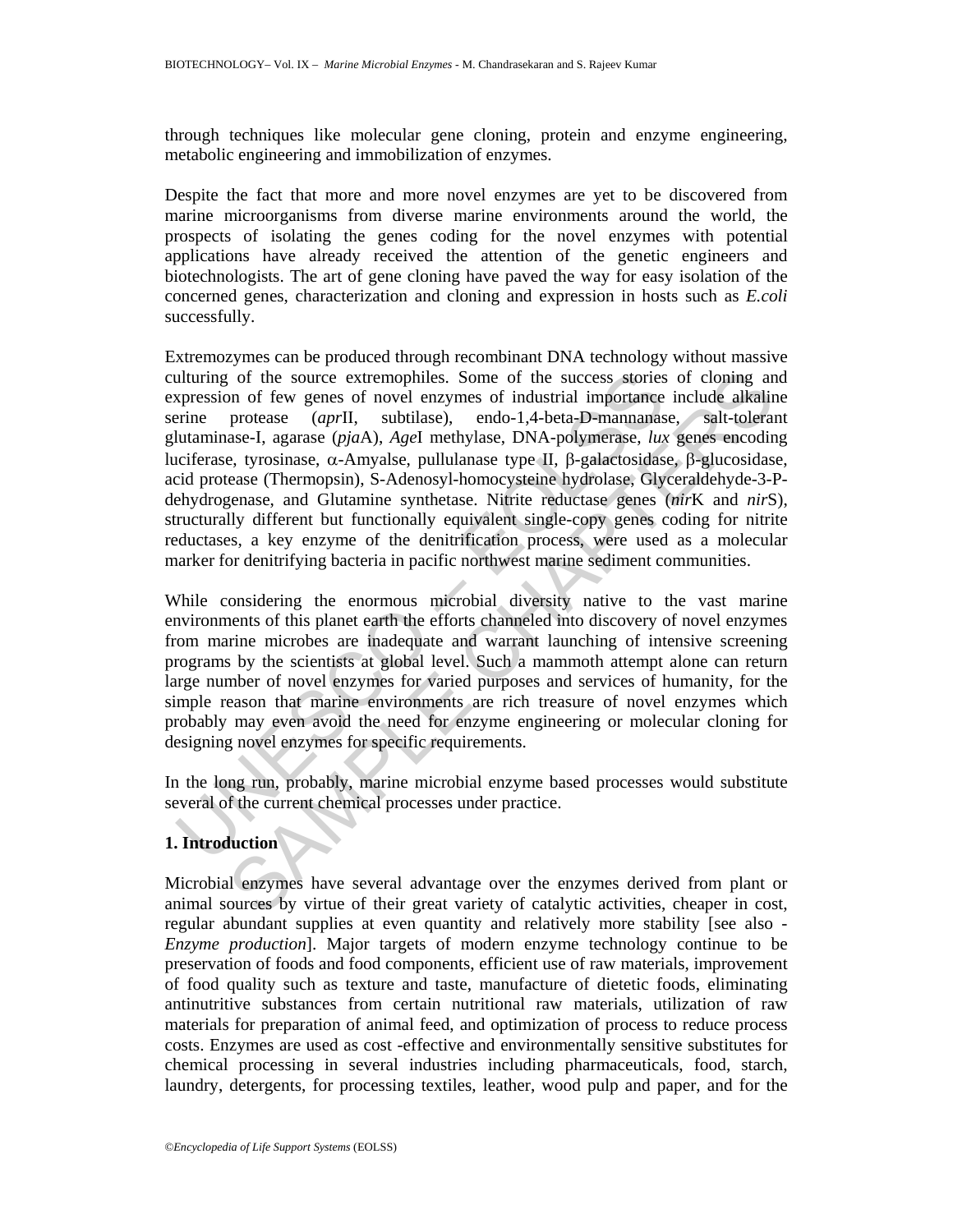through techniques like molecular gene cloning, protein and enzyme engineering, metabolic engineering and immobilization of enzymes.

Despite the fact that more and more novel enzymes are yet to be discovered from marine microorganisms from diverse marine environments around the world, the prospects of isolating the genes coding for the novel enzymes with potential applications have already received the attention of the genetic engineers and biotechnologists. The art of gene cloning have paved the way for easy isolation of the concerned genes, characterization and cloning and expression in hosts such as *E.coli* successfully.

Extremozymes can be produced through recombinant DNA technology without massive culturing of the source extremophiles. Some of the success stories of cloning and expression of few genes of novel enzymes of industrial importance include alkaline serine protease (*apr*II, subtilase), endo-1,4-beta-D-mannanase, salt-tolerant glutaminase-I, agarase (*pja*A), *Age*I methylase, DNA-polymerase, *lux* genes encoding luciferase, tyrosinase, $\alpha$-Amyalse, pullulanase type II, $\beta$-galactosidase, $\beta$-glucosidase, acid protease (Thermopsin), S-Adenosyl-homocysteine hydrolase, Glyceraldehyde-3-P-dehydrogenase, and Glutamine synthetase. Nitrite reductase genes (*nir*K and *nir*S), structurally different but functionally equivalent single-copy genes coding for nitrite reductases, a key enzyme of the denitrification process, were used as a molecular marker for denitrifying bacteria in pacific northwest marine sediment communities.

While considering the enormous microbial diversity native to the vast marine environments of this planet earth the efforts channeled into discovery of novel enzymes from marine microbes are inadequate and warrant launching of intensive screening programs by the scientists at global level. Such a mammoth attempt alone can return large number of novel enzymes for varied purposes and services of humanity, for the simple reason that marine environments are rich treasure of novel enzymes which probably may even avoid the need for enzyme engineering or molecular cloning for designing novel enzymes for specific requirements.

In the long run, probably, marine microbial enzyme based processes would substitute several of the current chemical processes under practice.

## 1. Introduction

Microbial enzymes have several advantage over the enzymes derived from plant or animal sources by virtue of their great variety of catalytic activities, cheaper in cost, regular abundant supplies at even quantity and relatively more stability [see also - *Enzyme production*]. Major targets of modern enzyme technology continue to be preservation of foods and food components, efficient use of raw materials, improvement of food quality such as texture and taste, manufacture of dietetic foods, eliminating antinutritive substances from certain nutritional raw materials, utilization of raw materials for preparation of animal feed, and optimization of process to reduce process costs. Enzymes are used as cost -effective and environmentally sensitive substitutes for chemical processing in several industries including pharmaceuticals, food, starch, laundry, detergents, for processing textiles, leather, wood pulp and paper, and for the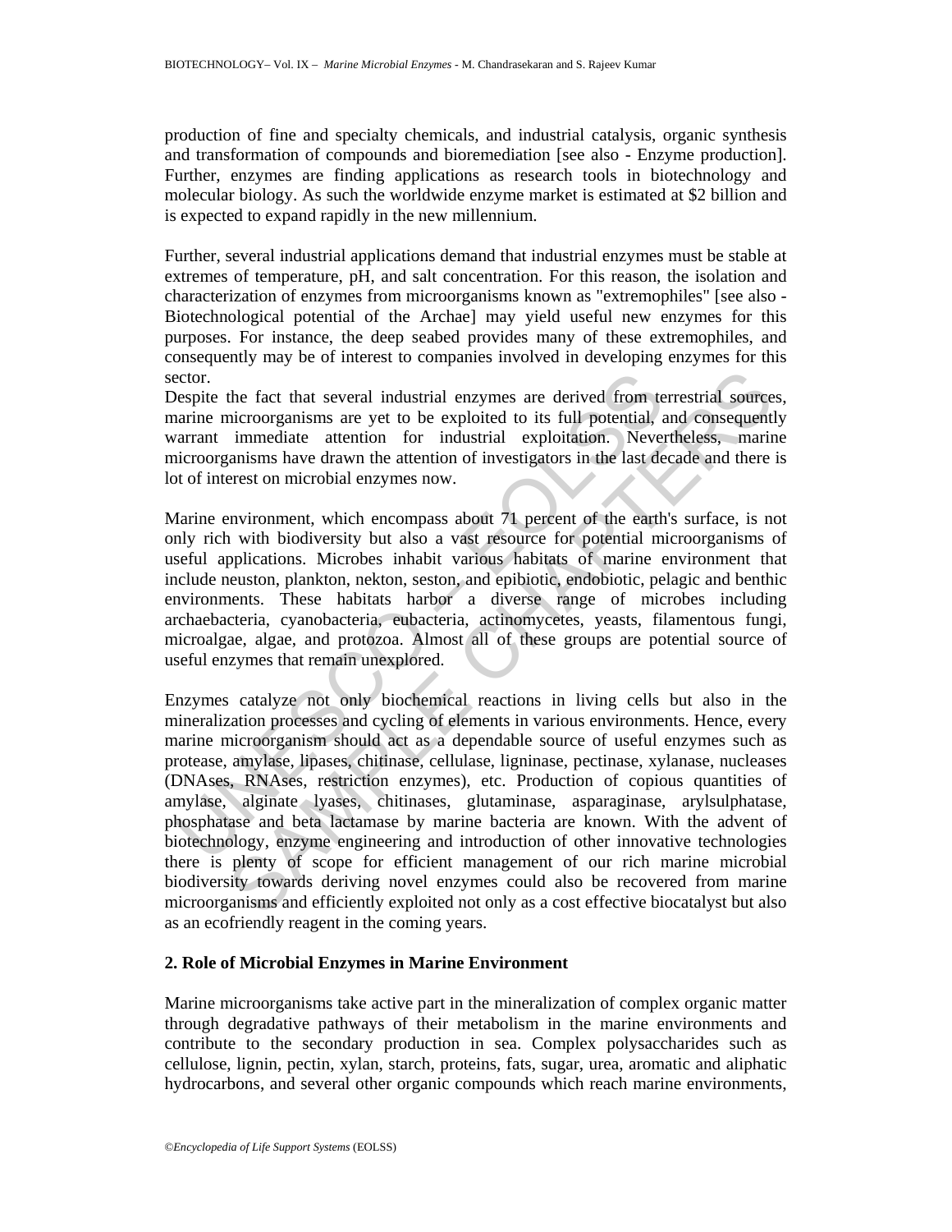production of fine and specialty chemicals, and industrial catalysis, organic synthesis and transformation of compounds and bioremediation [see also - Enzyme production]. Further, enzymes are finding applications as research tools in biotechnology and molecular biology. As such the worldwide enzyme market is estimated at $2 billion and is expected to expand rapidly in the new millennium.

Further, several industrial applications demand that industrial enzymes must be stable at extremes of temperature, pH, and salt concentration. For this reason, the isolation and characterization of enzymes from microorganisms known as "extremophiles" [see also - Biotechnological potential of the Archae] may yield useful new enzymes for this purposes. For instance, the deep seabed provides many of these extremophiles, and consequently may be of interest to companies involved in developing enzymes for this sector.
Despite the fact that several industrial enzymes are derived from terrestrial sources, marine microorganisms are yet to be exploited to its full potential, and consequently warrant immediate attention for industrial exploitation. Nevertheless, marine microorganisms have drawn the attention of investigators in the last decade and there is lot of interest on microbial enzymes now.

Marine environment, which encompass about 71 percent of the earth's surface, is not only rich with biodiversity but also a vast resource for potential microorganisms of useful applications. Microbes inhabit various habitats of marine environment that include neuston, plankton, nekton, seston, and epibiotic, endobiotic, pelagic and benthic environments. These habitats harbor a diverse range of microbes including archaebacteria, cyanobacteria, eubacteria, actinomycetes, yeasts, filamentous fungi, microalgae, algae, and protozoa. Almost all of these groups are potential source of useful enzymes that remain unexplored.

Enzymes catalyze not only biochemical reactions in living cells but also in the mineralization processes and cycling of elements in various environments. Hence, every marine microorganism should act as a dependable source of useful enzymes such as protease, amylase, lipases, chitinase, cellulase, ligninase, pectinase, xylanase, nucleases (DNAses, RNAses, restriction enzymes), etc. Production of copious quantities of amylase, alginate lyases, chitinases, glutaminase, asparaginase, arylsulphatase, phosphatase and beta lactamase by marine bacteria are known. With the advent of biotechnology, enzyme engineering and introduction of other innovative technologies there is plenty of scope for efficient management of our rich marine microbial biodiversity towards deriving novel enzymes could also be recovered from marine microorganisms and efficiently exploited not only as a cost effective biocatalyst but also as an ecofriendly reagent in the coming years.

## 2. Role of Microbial Enzymes in Marine Environment

Marine microorganisms take active part in the mineralization of complex organic matter through degradative pathways of their metabolism in the marine environments and contribute to the secondary production in sea. Complex polysaccharides such as cellulose, lignin, pectin, xylan, starch, proteins, fats, sugar, urea, aromatic and aliphatic hydrocarbons, and several other organic compounds which reach marine environments,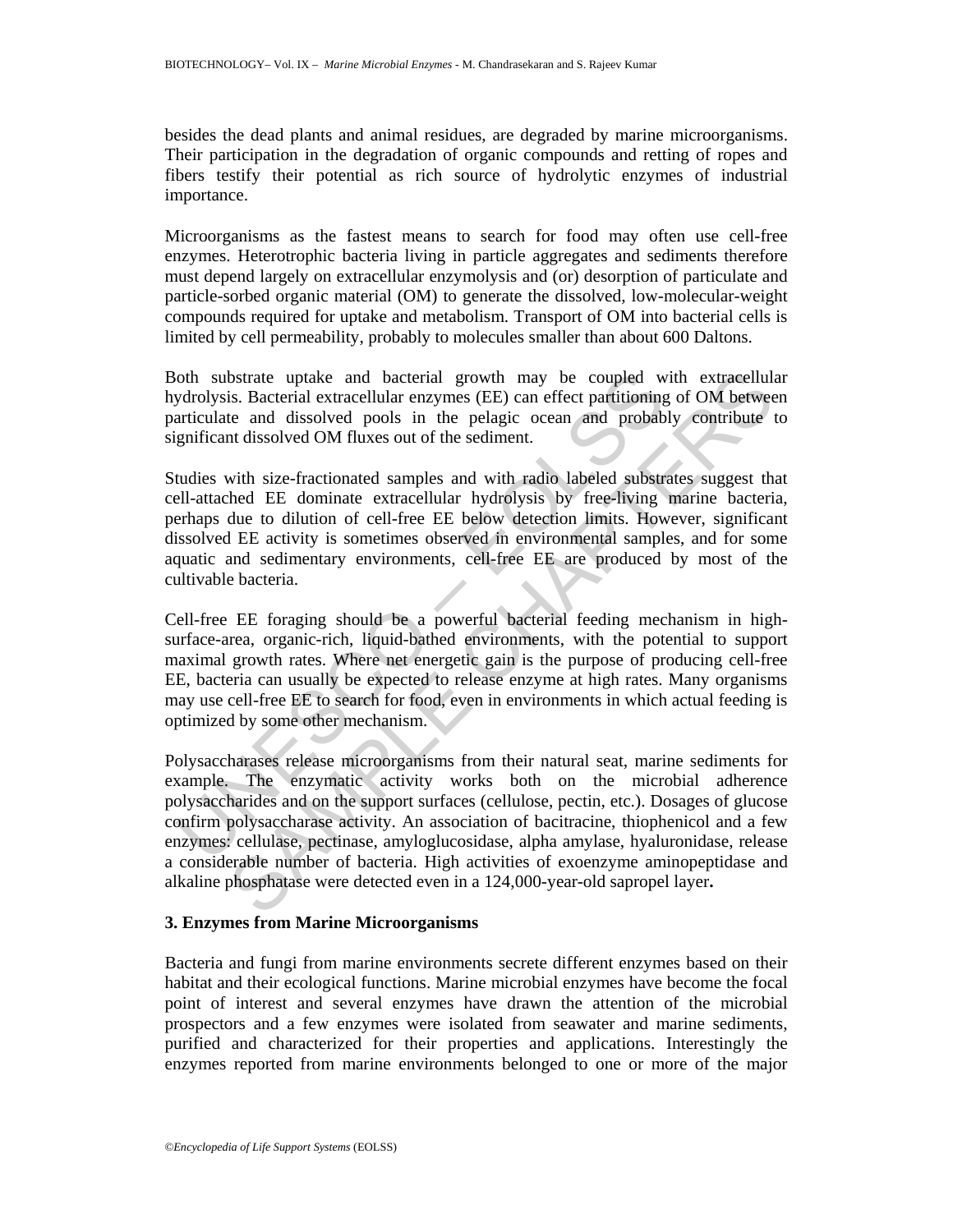besides the dead plants and animal residues, are degraded by marine microorganisms. Their participation in the degradation of organic compounds and retting of ropes and fibers testify their potential as rich source of hydrolytic enzymes of industrial importance.

Microorganisms as the fastest means to search for food may often use cell-free enzymes. Heterotrophic bacteria living in particle aggregates and sediments therefore must depend largely on extracellular enzymolysis and (or) desorption of particulate and particle-sorbed organic material (OM) to generate the dissolved, low-molecular-weight compounds required for uptake and metabolism. Transport of OM into bacterial cells is limited by cell permeability, probably to molecules smaller than about 600 Daltons.

Both substrate uptake and bacterial growth may be coupled with extracellular hydrolysis. Bacterial extracellular enzymes (EE) can effect partitioning of OM between particulate and dissolved pools in the pelagic ocean and probably contribute to significant dissolved OM fluxes out of the sediment.

Studies with size-fractionated samples and with radio labeled substrates suggest that cell-attached EE dominate extracellular hydrolysis by free-living marine bacteria, perhaps due to dilution of cell-free EE below detection limits. However, significant dissolved EE activity is sometimes observed in environmental samples, and for some aquatic and sedimentary environments, cell-free EE are produced by most of the cultivable bacteria.

Cell-free EE foraging should be a powerful bacterial feeding mechanism in high-surface-area, organic-rich, liquid-bathed environments, with the potential to support maximal growth rates. Where net energetic gain is the purpose of producing cell-free EE, bacteria can usually be expected to release enzyme at high rates. Many organisms may use cell-free EE to search for food, even in environments in which actual feeding is optimized by some other mechanism.

Polysaccharases release microorganisms from their natural seat, marine sediments for example. The enzymatic activity works both on the microbial adherence polysaccharides and on the support surfaces (cellulose, pectin, etc.). Dosages of glucose confirm polysaccharase activity. An association of bacitracine, thiophenicol and a few enzymes: cellulase, pectinase, amyloglucosidase, alpha amylase, hyaluronidase, release a considerable number of bacteria. High activities of exoenzyme aminopeptidase and alkaline phosphatase were detected even in a 124,000-year-old sapropel layer**.**

## 3. Enzymes from Marine Microorganisms

Bacteria and fungi from marine environments secrete different enzymes based on their habitat and their ecological functions. Marine microbial enzymes have become the focal point of interest and several enzymes have drawn the attention of the microbial prospectors and a few enzymes were isolated from seawater and marine sediments, purified and characterized for their properties and applications. Interestingly the enzymes reported from marine environments belonged to one or more of the major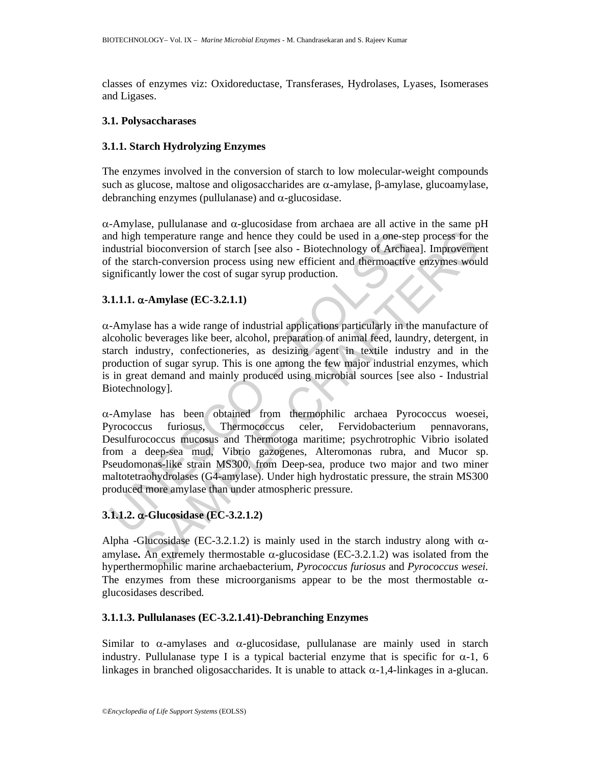classes of enzymes viz: Oxidoreductase, Transferases, Hydrolases, Lyases, Isomerases and Ligases.

### 3.1. Polysaccharases

#### 3.1.1. Starch Hydrolyzing Enzymes

The enzymes involved in the conversion of starch to low molecular-weight compounds such as glucose, maltose and oligosaccharides are α-amylase, β-amylase, glucoamylase, debranching enzymes (pullulanase) and α-glucosidase.

α-Amylase, pullulanase and α-glucosidase from archaea are all active in the same pH and high temperature range and hence they could be used in a one-step process for the industrial bioconversion of starch [see also - Biotechnology of Archaea]. Improvement of the starch-conversion process using new efficient and thermoactive enzymes would significantly lower the cost of sugar syrup production.

#### 3.1.1.1. α-Amylase (EC-3.2.1.1)

α-Amylase has a wide range of industrial applications particularly in the manufacture of alcoholic beverages like beer, alcohol, preparation of animal feed, laundry, detergent, in starch industry, confectioneries, as desizing agent in textile industry and in the production of sugar syrup. This is one among the few major industrial enzymes, which is in great demand and mainly produced using microbial sources [see also - Industrial Biotechnology].

α-Amylase has been obtained from thermophilic archaea Pyrococcus woesei, Pyrococcus furiosus, Thermococcus celer, Fervidobacterium pennavorans, Desulfurococcus mucosus and Thermotoga maritime; psychrotrophic Vibrio isolated from a deep-sea mud, Vibrio gazogenes, Alteromonas rubra, and Mucor sp. Pseudomonas-like strain MS300, from Deep-sea, produce two major and two miner maltotetraohydrolases (G4-amylase). Under high hydrostatic pressure, the strain MS300 produced more amylase than under atmospheric pressure.

#### 3.1.1.2. α-Glucosidase (EC-3.2.1.2)

Alpha -Glucosidase (EC-3.2.1.2) is mainly used in the starch industry along with α-amylase**.** An extremely thermostable α-glucosidase (EC-3.2.1.2) was isolated from the hyperthermophilic marine archaebacterium, *Pyrococcus furiosus* and *Pyrococcus wesei.* The enzymes from these microorganisms appear to be the most thermostable α-glucosidases described*.*

#### 3.1.1.3. Pullulanases (EC-3.2.1.41)-Debranching Enzymes

Similar to α-amylases and α-glucosidase, pullulanase are mainly used in starch industry. Pullulanase type I is a typical bacterial enzyme that is specific for α-1, 6 linkages in branched oligosaccharides. It is unable to attack α-1,4-linkages in a-glucan.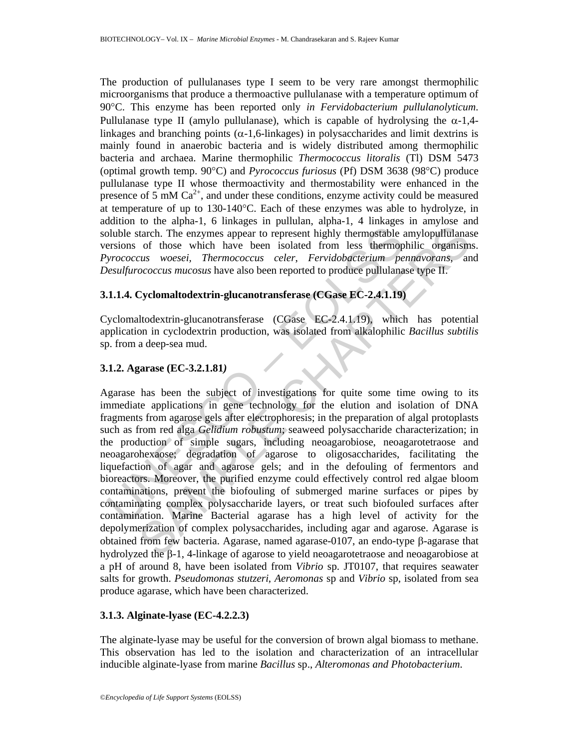The production of pullulanases type I seem to be very rare amongst thermophilic microorganisms that produce a thermoactive pullulanase with a temperature optimum of 90°C. This enzyme has been reported only *in Fervidobacterium pullulanolyticum*. Pullulanase type II (amylo pullulanase), which is capable of hydrolysing the α-1,4-linkages and branching points (α-1,6-linkages) in polysaccharides and limit dextrins is mainly found in anaerobic bacteria and is widely distributed among thermophilic bacteria and archaea. Marine thermophilic *Thermococcus litoralis* (Tl) DSM 5473 (optimal growth temp. 90°C) and *Pyrococcus furiosus* (Pf) DSM 3638 (98°C) produce pullulanase type II whose thermoactivity and thermostability were enhanced in the presence of 5 mM $Ca^{2+}$, and under these conditions, enzyme activity could be measured at temperature of up to 130-140°C. Each of these enzymes was able to hydrolyze, in addition to the alpha-1, 6 linkages in pullulan, alpha-1, 4 linkages in amylose and soluble starch. The enzymes appear to represent highly thermostable amylopullulanase versions of those which have been isolated from less thermophilic organisms. *Pyrococcus woesei*, *Thermococcus celer*, *Fervidobacterium pennavorans*, and *Desulfurococcus mucosus* have also been reported to produce pullulanase type II.

#### 3.1.1.4. Cyclomaltodextrin-glucanotransferase (CGase EC-2.4.1.19)

Cyclomaltodextrin-glucanotransferase (CGase EC-2.4.1.19), which has potential application in cyclodextrin production, was isolated from alkalophilic *Bacillus subtilis* sp. from a deep-sea mud.

### 3.1.2. Agarase (EC-3.2.1.81*)*

Agarase has been the subject of investigations for quite some time owing to its immediate applications in gene technology for the elution and isolation of DNA fragments from agarose gels after electrophoresis; in the preparation of algal protoplasts such as from red alga *Gelidium robustum*; seaweed polysaccharide characterization; in the production of simple sugars, including neoagarobiose, neoagarotetraose and neoagarohexaose; degradation of agarose to oligosaccharides, facilitating the liquefaction of agar and agarose gels; and in the defouling of fermentors and bioreactors. Moreover, the purified enzyme could effectively control red algae bloom contaminations, prevent the biofouling of submerged marine surfaces or pipes by contaminating complex polysaccharide layers, or treat such biofouled surfaces after contamination. Marine Bacterial agarase has a high level of activity for the depolymerization of complex polysaccharides, including agar and agarose. Agarase is obtained from few bacteria. Agarase, named agarase-0107, an endo-type β-agarase that hydrolyzed the β-1, 4-linkage of agarose to yield neoagarotetraose and neoagarobiose at a pH of around 8, have been isolated from *Vibrio* sp. JT0107, that requires seawater salts for growth. *Pseudomonas stutzeri*, *Aeromonas* sp and *Vibrio* sp, isolated from sea produce agarase, which have been characterized.

### 3.1.3. Alginate-lyase (EC-4.2.2.3)

The alginate-lyase may be useful for the conversion of brown algal biomass to methane. This observation has led to the isolation and characterization of an intracellular inducible alginate-lyase from marine *Bacillus* sp., *Alteromonas and Photobacterium*.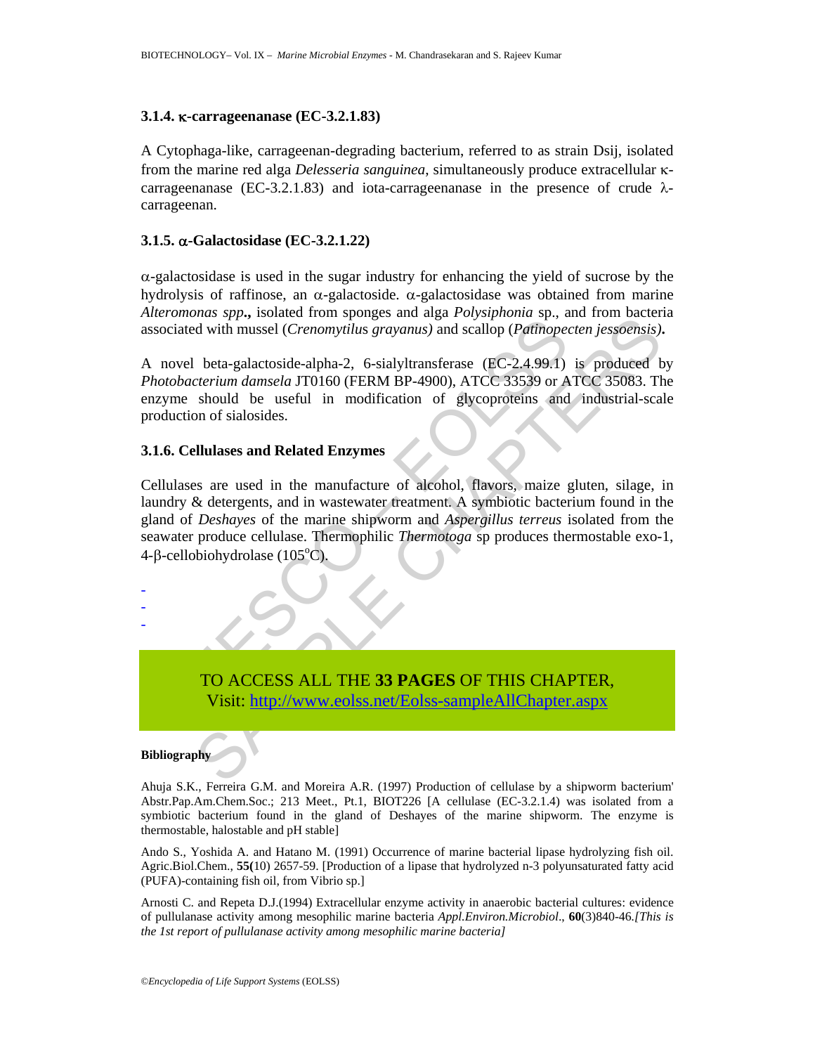### 3.1.4. κ-carrageenanase (EC-3.2.1.83)

A Cytophaga-like, carrageenan-degrading bacterium, referred to as strain Dsij, isolated from the marine red alga *Delesseria sanguinea*, simultaneously produce extracellular κ-carrageenanase (EC-3.2.1.83) and iota-carrageenanase in the presence of crude λ-carrageenan.

### 3.1.5. α-Galactosidase (EC-3.2.1.22)

α-galactosidase is used in the sugar industry for enhancing the yield of sucrose by the hydrolysis of raffinose, an α-galactoside. α-galactosidase was obtained from marine *Alteromonas spp***.,** isolated from sponges and alga *Polysiphonia* sp., and from bacteria associated with mussel (*Crenomytilus grayanus)* and scallop (*Patinopecten jessoensis)***.**

A novel beta-galactoside-alpha-2, 6-sialyltransferase (EC-2.4.99.1) is produced by *Photobacterium damsela* JT0160 (FERM BP-4900), ATCC 33539 or ATCC 35083. The enzyme should be useful in modification of glycoproteins and industrial-scale production of sialosides.

### 3.1.6. Cellulases and Related Enzymes

Cellulases are used in the manufacture of alcohol, flavors, maize gluten, silage, in laundry & detergents, and in wastewater treatment. A symbiotic bacterium found in the gland of *Deshayes* of the marine shipworm and *Aspergillus terreus* isolated from the seawater produce cellulase. Thermophilic *Thermotoga* sp produces thermostable exo-1, 4-β-cellobiohydrolase (105°C).

-
-
-

TO ACCESS ALL THE **33 PAGES** OF THIS CHAPTER,
Visit: http://www.eolss.net/Eolss-sampleAllChapter.aspx

#### Bibliography

Ahuja S.K., Ferreira G.M. and Moreira A.R. (1997) Production of cellulase by a shipworm bacterium' Abstr.Pap.Am.Chem.Soc.; 213 Meet., Pt.1, BIOT226 [A cellulase (EC-3.2.1.4) was isolated from a symbiotic bacterium found in the gland of Deshayes of the marine shipworm. The enzyme is thermostable, halostable and pH stable]

Ando S., Yoshida A. and Hatano M. (1991) Occurrence of marine bacterial lipase hydrolyzing fish oil. Agric.Biol.Chem., **55(**10) 2657-59. [Production of a lipase that hydrolyzed n-3 polyunsaturated fatty acid (PUFA)-containing fish oil, from Vibrio sp.]

Arnosti C. and Repeta D.J.(1994) Extracellular enzyme activity in anaerobic bacterial cultures: evidence of pullulanase activity among mesophilic marine bacteria *Appl.Environ.Microbiol*., **60**(3)840-46.*[This is the 1st report of pullulanase activity among mesophilic marine bacteria]*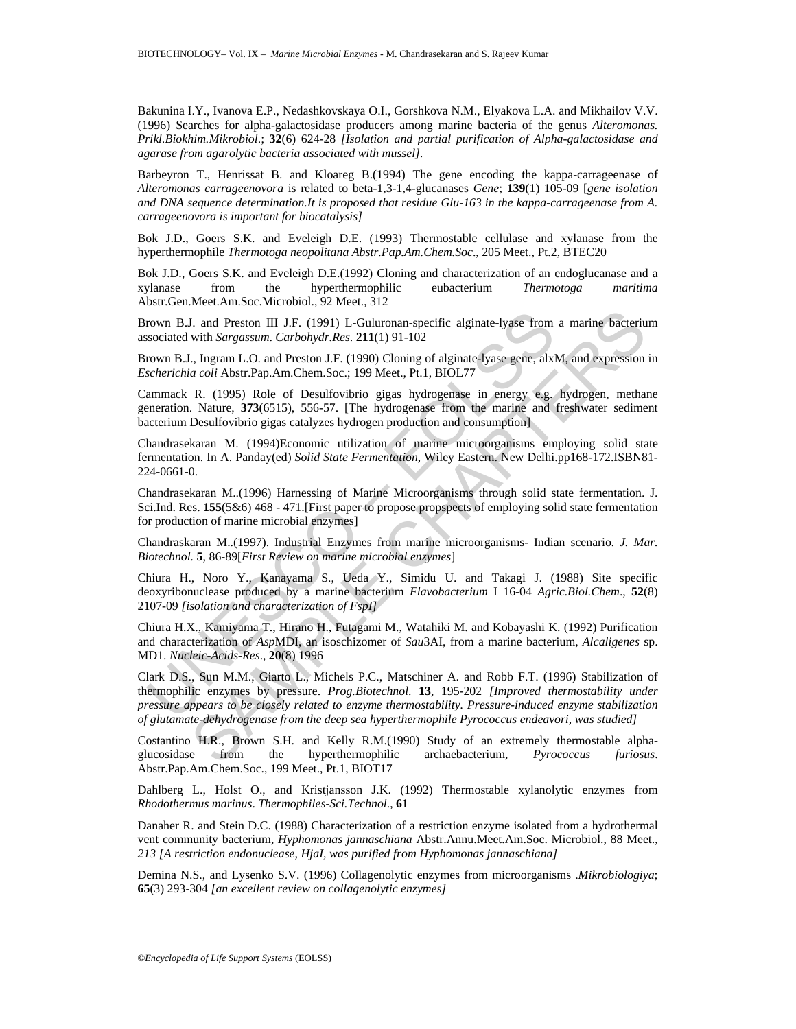Bakunina I.Y., Ivanova E.P., Nedashkovskaya O.I., Gorshkova N.M., Elyakova L.A. and Mikhailov V.V. (1996) Searches for alpha-galactosidase producers among marine bacteria of the genus *Alteromonas. Prikl.Biokhim.Mikrobiol*.; **32**(6) 624-28 *[Isolation and partial purification of Alpha-galactosidase and agarase from agarolytic bacteria associated with mussel]*.

Barbeyron T., Henrissat B. and Kloareg B.(1994) The gene encoding the kappa-carrageenase of *Alteromonas carrageenovora* is related to beta-1,3-1,4-glucanases *Gene*; **139**(1) 105-09 [*gene isolation and DNA sequence determination.It is proposed that residue Glu-163 in the kappa-carrageenase from A. carrageenovora is important for biocatalysis]*

Bok J.D., Goers S.K. and Eveleigh D.E. (1993) Thermostable cellulase and xylanase from the hyperthermophile *Thermotoga neopolitana Abstr.Pap.Am.Chem.Soc*., 205 Meet., Pt.2, BTEC20

Bok J.D., Goers S.K. and Eveleigh D.E.(1992) Cloning and characterization of an endoglucanase and a xylanase from the hyperthermophilic eubacterium *Thermotoga maritima* Abstr.Gen.Meet.Am.Soc.Microbiol., 92 Meet., 312

Brown B.J. and Preston III J.F. (1991) L-Guluronan-specific alginate-lyase from a marine bacterium associated with *Sargassum*. *Carbohydr.Res*. **211**(1) 91-102

Brown B.J., Ingram L.O. and Preston J.F. (1990) Cloning of alginate-lyase gene, alxM, and expression in *Escherichia coli* Abstr.Pap.Am.Chem.Soc.; 199 Meet., Pt.1, BIOL77

Cammack R. (1995) Role of Desulfovibrio gigas hydrogenase in energy e.g. hydrogen, methane generation. Nature, **373**(6515), 556-57. [The hydrogenase from the marine and freshwater sediment bacterium Desulfovibrio gigas catalyzes hydrogen production and consumption]

Chandrasekaran M. (1994)Economic utilization of marine microorganisms employing solid state fermentation. In A. Panday(ed) *Solid State Fermentation*, Wiley Eastern. New Delhi.pp168-172.ISBN81-224-0661-0.

Chandrasekaran M..(1996) Harnessing of Marine Microorganisms through solid state fermentation. J. Sci.Ind. Res. **155**(5&6) 468 - 471.[First paper to propose propspects of employing solid state fermentation for production of marine microbial enzymes]

Chandraskaran M..(1997). Industrial Enzymes from marine microorganisms- Indian scenario. *J. Mar. Biotechnol*. **5**, 86-89[*First Review on marine microbial enzymes*]

Chiura H., Noro Y., Kanayama S., Ueda Y., Simidu U. and Takagi J. (1988) Site specific deoxyribonuclease produced by a marine bacterium *Flavobacterium* I 16-04 *Agric.Biol.Chem*., **52**(8) 2107-09 *[isolation and characterization of FspI]*

Chiura H.X., Kamiyama T., Hirano H., Futagami M., Watahiki M. and Kobayashi K. (1992) Purification and characterization of *Asp*MDI, an isoschizomer of *Sau*3AI, from a marine bacterium, *Alcaligenes* sp. MD1. *Nucleic-Acids-Res*., **20**(8) 1996

Clark D.S., Sun M.M., Giarto L., Michels P.C., Matschiner A. and Robb F.T. (1996) Stabilization of thermophilic enzymes by pressure. *Prog.Biotechnol*. **13**, 195-202 *[Improved thermostability under pressure appears to be closely related to enzyme thermostability. Pressure-induced enzyme stabilization of glutamate-dehydrogenase from the deep sea hyperthermophile Pyrococcus endeavori, was studied]*

Costantino H.R., Brown S.H. and Kelly R.M.(1990) Study of an extremely thermostable alpha-glucosidase from the hyperthermophilic archaebacterium, *Pyrococcus furiosus*. Abstr.Pap.Am.Chem.Soc., 199 Meet., Pt.1, BIOT17

Dahlberg L., Holst O., and Kristjansson J.K. (1992) Thermostable xylanolytic enzymes from *Rhodothermus marinus*. *Thermophiles-Sci.Technol*., **61**

Danaher R. and Stein D.C. (1988) Characterization of a restriction enzyme isolated from a hydrothermal vent community bacterium, *Hyphomonas jannaschiana* Abstr.Annu.Meet.Am.Soc. Microbiol., 88 Meet., *213 [A restriction endonuclease, HjaI, was purified from Hyphomonas jannaschiana]*

Demina N.S., and Lysenko S.V. (1996) Collagenolytic enzymes from microorganisms .*Mikrobiologiya*; **65**(3) 293-304 *[an excellent review on collagenolytic enzymes]*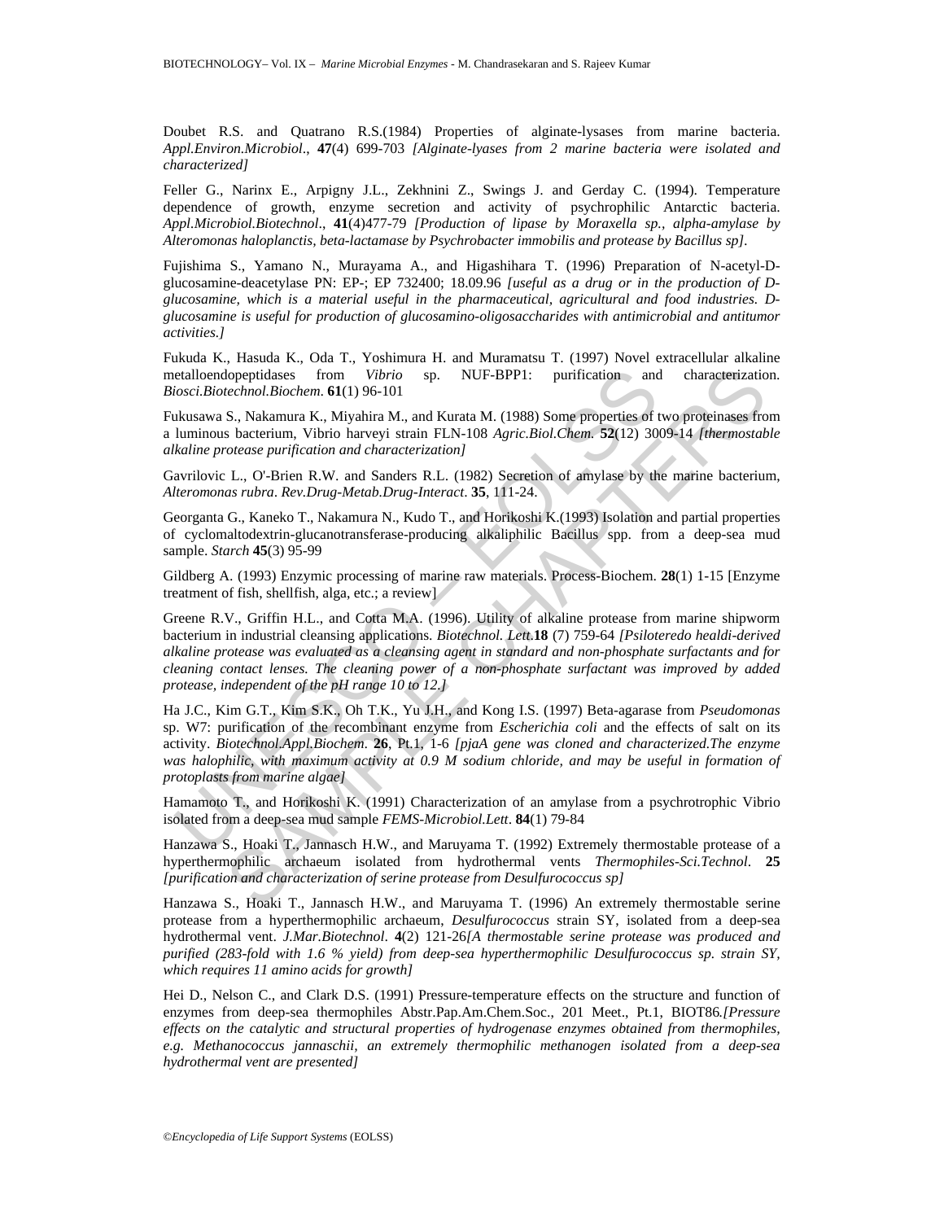Doubet R.S. and Quatrano R.S.(1984) Properties of alginate-lysases from marine bacteria. *Appl.Environ.Microbiol*., **47**(4) 699-703 *[Alginate-lyases from 2 marine bacteria were isolated and characterized]*

Feller G., Narinx E., Arpigny J.L., Zekhnini Z., Swings J. and Gerday C. (1994). Temperature dependence of growth, enzyme secretion and activity of psychrophilic Antarctic bacteria. *Appl.Microbiol.Biotechnol*., **41**(4)477-79 *[Production of lipase by Moraxella sp., alpha-amylase by Alteromonas haloplanctis, beta-lactamase by Psychrobacter immobilis and protease by Bacillus sp]*.

Fujishima S., Yamano N., Murayama A., and Higashihara T. (1996) Preparation of N-acetyl-D-glucosamine-deacetylase PN: EP-; EP 732400; 18.09.96 *[useful as a drug or in the production of D-glucosamine, which is a material useful in the pharmaceutical, agricultural and food industries. D-glucosamine is useful for production of glucosamino-oligosaccharides with antimicrobial and antitumor activities.]*

Fukuda K., Hasuda K., Oda T., Yoshimura H. and Muramatsu T. (1997) Novel extracellular alkaline metalloendopeptidases from *Vibrio* sp. NUF-BPP1: purification and characterization. *Biosci.Biotechnol.Biochem*. **61**(1) 96-101

Fukusawa S., Nakamura K., Miyahira M., and Kurata M. (1988) Some properties of two proteinases from a luminous bacterium, Vibrio harveyi strain FLN-108 *Agric.Biol.Chem.* **52**(12) 3009-14 *[thermostable alkaline protease purification and characterization]*

Gavrilovic L., O'-Brien R.W. and Sanders R.L. (1982) Secretion of amylase by the marine bacterium, *Alteromonas rubra*. *Rev.Drug-Metab.Drug-Interact*. **35**, 111-24.

Georganta G., Kaneko T., Nakamura N., Kudo T., and Horikoshi K.(1993) Isolation and partial properties of cyclomaltodextrin-glucanotransferase-producing alkaliphilic Bacillus spp. from a deep-sea mud sample. *Starch* **45**(3) 95-99

Gildberg A. (1993) Enzymic processing of marine raw materials. Process-Biochem. **28**(1) 1-15 [Enzyme treatment of fish, shellfish, alga, etc.; a review]

Greene R.V., Griffin H.L., and Cotta M.A. (1996). Utility of alkaline protease from marine shipworm bacterium in industrial cleansing applications. *Biotechnol. Lett.***18** (7) 759-64 *[Psiloteredo healdi-derived alkaline protease was evaluated as a cleansing agent in standard and non-phosphate surfactants and for cleaning contact lenses. The cleaning power of a non-phosphate surfactant was improved by added protease, independent of the pH range 10 to 12.]*

Ha J.C., Kim G.T., Kim S.K., Oh T.K., Yu J.H., and Kong I.S. (1997) Beta-agarase from *Pseudomonas* sp. W7: purification of the recombinant enzyme from *Escherichia coli* and the effects of salt on its activity. *Biotechnol.Appl.Biochem*. **26**, Pt.1, 1-6 *[pjaA gene was cloned and characterized.The enzyme was halophilic, with maximum activity at 0.9 M sodium chloride, and may be useful in formation of protoplasts from marine algae]*

Hamamoto T., and Horikoshi K. (1991) Characterization of an amylase from a psychrotrophic Vibrio isolated from a deep-sea mud sample *FEMS-Microbiol.Lett*. **84**(1) 79-84

Hanzawa S., Hoaki T., Jannasch H.W., and Maruyama T. (1992) Extremely thermostable protease of a hyperthermophilic archaeum isolated from hydrothermal vents *Thermophiles-Sci.Technol*. **25** *[purification and characterization of serine protease from Desulfurococcus sp]*

Hanzawa S., Hoaki T., Jannasch H.W., and Maruyama T. (1996) An extremely thermostable serine protease from a hyperthermophilic archaeum, *Desulfurococcus* strain SY, isolated from a deep-sea hydrothermal vent. *J.Mar.Biotechnol*. **4**(2) 121-26*[A thermostable serine protease was produced and purified (283-fold with 1.6 % yield) from deep-sea hyperthermophilic Desulfurococcus sp. strain SY, which requires 11 amino acids for growth]*

Hei D., Nelson C., and Clark D.S. (1991) Pressure-temperature effects on the structure and function of enzymes from deep-sea thermophiles Abstr.Pap.Am.Chem.Soc., 201 Meet., Pt.1, BIOT86*.[Pressure effects on the catalytic and structural properties of hydrogenase enzymes obtained from thermophiles, e.g. Methanococcus jannaschii, an extremely thermophilic methanogen isolated from a deep-sea hydrothermal vent are presented]*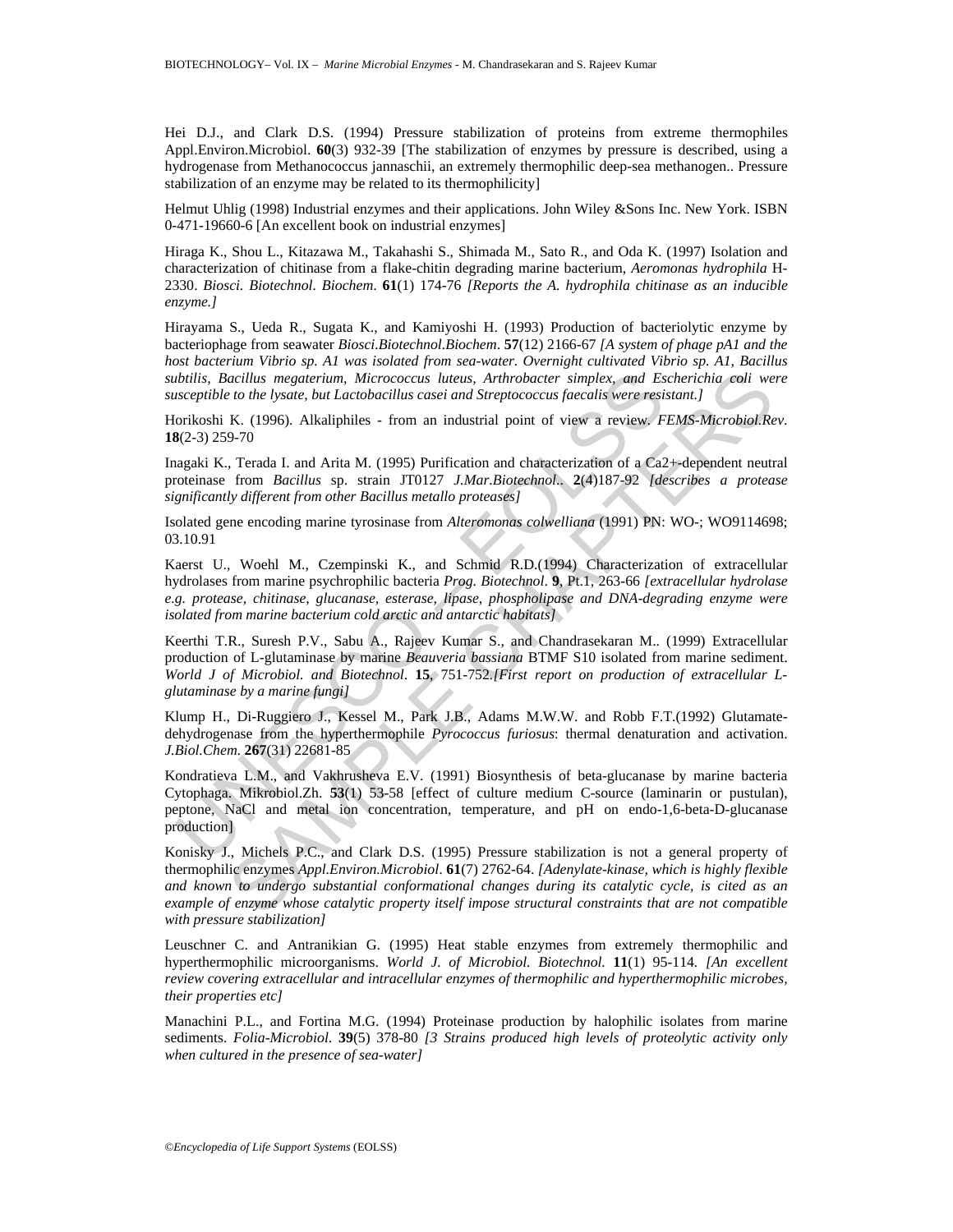Hei D.J., and Clark D.S. (1994) Pressure stabilization of proteins from extreme thermophiles Appl.Environ.Microbiol. **60**(3) 932-39 [The stabilization of enzymes by pressure is described, using a hydrogenase from Methanococcus jannaschii, an extremely thermophilic deep-sea methanogen.. Pressure stabilization of an enzyme may be related to its thermophilicity]

Helmut Uhlig (1998) Industrial enzymes and their applications. John Wiley &Sons Inc. New York. ISBN 0-471-19660-6 [An excellent book on industrial enzymes]

Hiraga K., Shou L., Kitazawa M., Takahashi S., Shimada M., Sato R., and Oda K. (1997) Isolation and characterization of chitinase from a flake-chitin degrading marine bacterium, *Aeromonas hydrophila* H-2330. *Biosci. Biotechnol. Biochem*. **61**(1) 174-76 *[Reports the A. hydrophila chitinase as an inducible enzyme.]*

Hirayama S., Ueda R., Sugata K., and Kamiyoshi H. (1993) Production of bacteriolytic enzyme by bacteriophage from seawater *Biosci.Biotechnol.Biochem*. **57**(12) 2166-67 *[A system of phage pA1 and the host bacterium Vibrio sp. A1 was isolated from sea-water. Overnight cultivated Vibrio sp. A1, Bacillus subtilis, Bacillus megaterium, Micrococcus luteus, Arthrobacter simplex, and Escherichia coli were susceptible to the lysate, but Lactobacillus casei and Streptococcus faecalis were resistant.]*

Horikoshi K. (1996). Alkaliphiles - from an industrial point of view a review. *FEMS-Microbiol.Rev*. **18**(2-3) 259-70

Inagaki K., Terada I. and Arita M. (1995) Purification and characterization of a Ca2+-dependent neutral proteinase from *Bacillus* sp. strain JT0127 *J.Mar.Biotechnol.*. **2**(4)187-92 *[describes a protease significantly different from other Bacillus metallo proteases]*

Isolated gene encoding marine tyrosinase from *Alteromonas colwelliana* (1991) PN: WO-; WO9114698; 03.10.91

Kaerst U., Woehl M., Czempinski K., and Schmid R.D.(1994) Characterization of extracellular hydrolases from marine psychrophilic bacteria *Prog. Biotechnol*. **9**, Pt.1, 263-66 *[extracellular hydrolase e.g. protease, chitinase, glucanase, esterase, lipase, phospholipase and DNA-degrading enzyme were isolated from marine bacterium cold arctic and antarctic habitats]*

Keerthi T.R., Suresh P.V., Sabu A., Rajeev Kumar S., and Chandrasekaran M.. (1999) Extracellular production of L-glutaminase by marine *Beauveria bassiana* BTMF S10 isolated from marine sediment. *World J of Microbiol. and Biotechnol*. **15**, 751-752.*[First report on production of extracellular L-glutaminase by a marine fungi]*

Klump H., Di-Ruggiero J., Kessel M., Park J.B., Adams M.W.W. and Robb F.T.(1992) Glutamate-dehydrogenase from the hyperthermophile *Pyrococcus furiosus*: thermal denaturation and activation. *J.Biol.Chem*. **267**(31) 22681-85

Kondratieva L.M., and Vakhrusheva E.V. (1991) Biosynthesis of beta-glucanase by marine bacteria Cytophaga. Mikrobiol.Zh. **53**(1) 53-58 [effect of culture medium C-source (laminarin or pustulan), peptone, NaCl and metal ion concentration, temperature, and pH on endo-1,6-beta-D-glucanase production]

Konisky J., Michels P.C., and Clark D.S. (1995) Pressure stabilization is not a general property of thermophilic enzymes *Appl.Environ.Microbiol*. **61**(7) 2762-64. *[Adenylate-kinase, which is highly flexible and known to undergo substantial conformational changes during its catalytic cycle, is cited as an example of enzyme whose catalytic property itself impose structural constraints that are not compatible with pressure stabilization]*

Leuschner C. and Antranikian G. (1995) Heat stable enzymes from extremely thermophilic and hyperthermophilic microorganisms. *World J. of Microbiol. Biotechnol.* **11**(1) 95-114. *[An excellent review covering extracellular and intracellular enzymes of thermophilic and hyperthermophilic microbes, their properties etc]*

Manachini P.L., and Fortina M.G. (1994) Proteinase production by halophilic isolates from marine sediments. *Folia-Microbiol*. **39**(5) 378-80 *[3 Strains produced high levels of proteolytic activity only when cultured in the presence of sea-water]*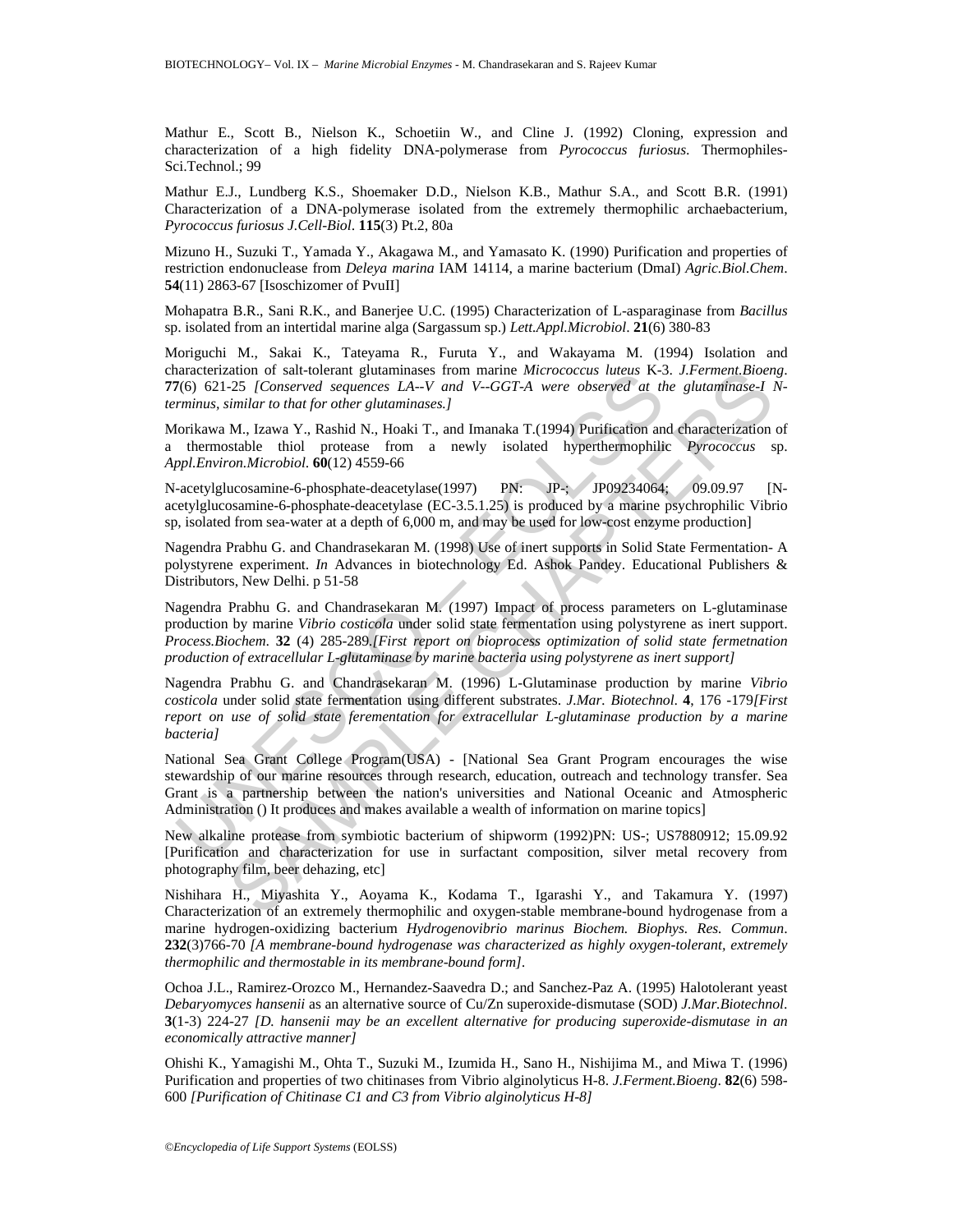Mathur E., Scott B., Nielson K., Schoetiin W., and Cline J. (1992) Cloning, expression and characterization of a high fidelity DNA-polymerase from *Pyrococcus furiosus*. Thermophiles-Sci.Technol.; 99

Mathur E.J., Lundberg K.S., Shoemaker D.D., Nielson K.B., Mathur S.A., and Scott B.R. (1991) Characterization of a DNA-polymerase isolated from the extremely thermophilic archaebacterium, *Pyrococcus furiosus J.Cell-Biol*. **115**(3) Pt.2, 80a

Mizuno H., Suzuki T., Yamada Y., Akagawa M., and Yamasato K. (1990) Purification and properties of restriction endonuclease from *Deleya marina* IAM 14114, a marine bacterium (DmaI) *Agric.Biol.Chem*. **54**(11) 2863-67 [Isoschizomer of PvuII]

Mohapatra B.R., Sani R.K., and Banerjee U.C. (1995) Characterization of L-asparaginase from *Bacillus* sp. isolated from an intertidal marine alga (Sargassum sp.) *Lett.Appl.Microbiol*. **21**(6) 380-83

Moriguchi M., Sakai K., Tateyama R., Furuta Y., and Wakayama M. (1994) Isolation and characterization of salt-tolerant glutaminases from marine *Micrococcus luteus* K-3. *J.Ferment.Bioeng*. **77**(6) 621-25 *[Conserved sequences LA--V and V--GGT-A were observed at the glutaminase-I N-terminus, similar to that for other glutaminases.]*

Morikawa M., Izawa Y., Rashid N., Hoaki T., and Imanaka T.(1994) Purification and characterization of a thermostable thiol protease from a newly isolated hyperthermophilic *Pyrococcus* sp. *Appl.Environ.Microbiol*. **60**(12) 4559-66

N-acetylglucosamine-6-phosphate-deacetylase(1997) PN: JP-; JP09234064; 09.09.97 [N-acetylglucosamine-6-phosphate-deacetylase (EC-3.5.1.25) is produced by a marine psychrophilic Vibrio sp, isolated from sea-water at a depth of 6,000 m, and may be used for low-cost enzyme production]

Nagendra Prabhu G. and Chandrasekaran M. (1998) Use of inert supports in Solid State Fermentation- A polystyrene experiment. *In* Advances in biotechnology Ed. Ashok Pandey. Educational Publishers & Distributors, New Delhi. p 51-58

Nagendra Prabhu G. and Chandrasekaran M. (1997) Impact of process parameters on L-glutaminase production by marine *Vibrio costicola* under solid state fermentation using polystyrene as inert support. *Process.Biochem*. **32** (4) 285-289.*[First report on bioprocess optimization of solid state fermetnation production of extracellular L-glutaminase by marine bacteria using polystyrene as inert support]*

Nagendra Prabhu G. and Chandrasekaran M. (1996) L-Glutaminase production by marine *Vibrio costicola* under solid state fermentation using different substrates. *J.Mar. Biotechnol*. **4**, 176 -179*[First report on use of solid state ferementation for extracellular L-glutaminase production by a marine bacteria]*

National Sea Grant College Program(USA) - [National Sea Grant Program encourages the wise stewardship of our marine resources through research, education, outreach and technology transfer. Sea Grant is a partnership between the nation's universities and National Oceanic and Atmospheric Administration () It produces and makes available a wealth of information on marine topics]

New alkaline protease from symbiotic bacterium of shipworm (1992)PN: US-; US7880912; 15.09.92 [Purification and characterization for use in surfactant composition, silver metal recovery from photography film, beer dehazing, etc]

Nishihara H., Miyashita Y., Aoyama K., Kodama T., Igarashi Y., and Takamura Y. (1997) Characterization of an extremely thermophilic and oxygen-stable membrane-bound hydrogenase from a marine hydrogen-oxidizing bacterium *Hydrogenovibrio marinus Biochem. Biophys. Res. Commun*. **232**(3)766-70 *[A membrane-bound hydrogenase was characterized as highly oxygen-tolerant, extremely thermophilic and thermostable in its membrane-bound form]*.

Ochoa J.L., Ramirez-Orozco M., Hernandez-Saavedra D.; and Sanchez-Paz A. (1995) Halotolerant yeast *Debaryomyces hansenii* as an alternative source of Cu/Zn superoxide-dismutase (SOD) *J.Mar.Biotechnol*. **3**(1-3) 224-27 *[D. hansenii may be an excellent alternative for producing superoxide-dismutase in an economically attractive manner]*

Ohishi K., Yamagishi M., Ohta T., Suzuki M., Izumida H., Sano H., Nishijima M., and Miwa T. (1996) Purification and properties of two chitinases from Vibrio alginolyticus H-8. *J.Ferment.Bioeng*. **82**(6) 598-600 *[Purification of Chitinase C1 and C3 from Vibrio alginolyticus H-8]*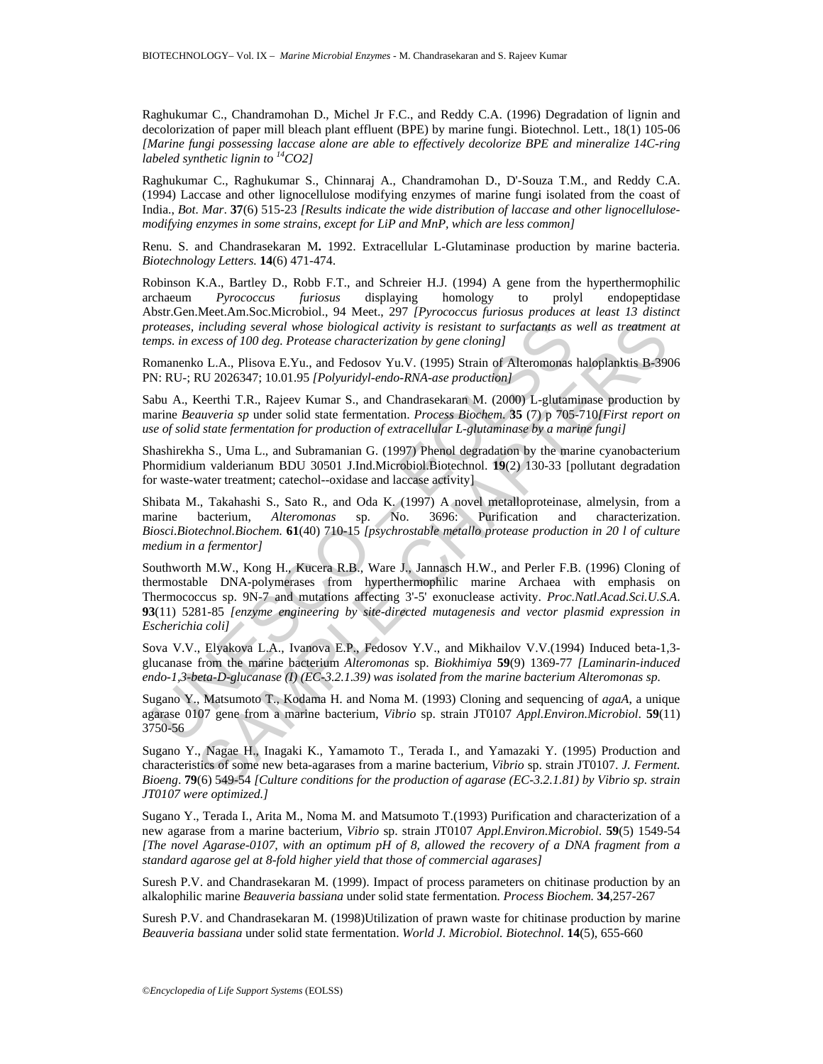Raghukumar C., Chandramohan D., Michel Jr F.C., and Reddy C.A. (1996) Degradation of lignin and decolorization of paper mill bleach plant effluent (BPE) by marine fungi. Biotechnol. Lett., 18(1) 105-06 *[Marine fungi possessing laccase alone are able to effectively decolorize BPE and mineralize 14C-ring labeled synthetic lignin to $^{14}CO_2$]*

Raghukumar C., Raghukumar S., Chinnaraj A., Chandramohan D., D'-Souza T.M., and Reddy C.A. (1994) Laccase and other lignocellulose modifying enzymes of marine fungi isolated from the coast of India., *Bot. Mar*. **37**(6) 515-23 *[Results indicate the wide distribution of laccase and other lignocellulose-modifying enzymes in some strains, except for LiP and MnP, which are less common]*

Renu. S. and Chandrasekaran M**.** 1992. Extracellular L-Glutaminase production by marine bacteria. *Biotechnology Letters.* **14**(6) 471-474.

Robinson K.A., Bartley D., Robb F.T., and Schreier H.J. (1994) A gene from the hyperthermophilic archaeum *Pyrococcus furiosus* displaying homology to prolyl endopeptidase Abstr.Gen.Meet.Am.Soc.Microbiol., 94 Meet., 297 *[Pyrococcus furiosus produces at least 13 distinct proteases, including several whose biological activity is resistant to surfactants as well as treatment at temps. in excess of 100 deg. Protease characterization by gene cloning]*

Romanenko L.A., Plisova E.Yu., and Fedosov Yu.V. (1995) Strain of Alteromonas haloplanktis B-3906 PN: RU-; RU 2026347; 10.01.95 *[Polyuridyl-endo-RNA-ase production]*

Sabu A., Keerthi T.R., Rajeev Kumar S., and Chandrasekaran M. (2000) L-glutaminase production by marine *Beauveria sp* under solid state fermentation. *Process Biochem.* **35** (7) p 705-710*[First report on use of solid state fermentation for production of extracellular L-glutaminase by a marine fungi]*

Shashirekha S., Uma L., and Subramanian G. (1997) Phenol degradation by the marine cyanobacterium Phormidium valderianum BDU 30501 J.Ind.Microbiol.Biotechnol. **19**(2) 130-33 [pollutant degradation for waste-water treatment; catechol--oxidase and laccase activity]

Shibata M., Takahashi S., Sato R., and Oda K. (1997) A novel metalloproteinase, almelysin, from a marine bacterium, *Alteromonas* sp. No. 3696: Purification and characterization. *Biosci.Biotechnol.Biochem.* **61**(40) 710-15 *[psychrostable metallo protease production in 20 l of culture medium in a fermentor]*

Southworth M.W., Kong H., Kucera R.B., Ware J., Jannasch H.W., and Perler F.B. (1996) Cloning of thermostable DNA-polymerases from hyperthermophilic marine Archaea with emphasis on Thermococcus sp. 9N-7 and mutations affecting 3'-5' exonuclease activity. *Proc.Natl.Acad.Sci.U.S.A.* **93**(11) 5281-85 *[enzyme engineering by site-directed mutagenesis and vector plasmid expression in Escherichia coli]*

Sova V.V., Elyakova L.A., Ivanova E.P., Fedosov Y.V., and Mikhailov V.V.(1994) Induced beta-1,3-glucanase from the marine bacterium *Alteromonas* sp. *Biokhimiya* **59**(9) 1369-77 *[Laminarin-induced endo-1,3-beta-D-glucanase (I) (EC-3.2.1.39) was isolated from the marine bacterium Alteromonas sp.*

Sugano Y., Matsumoto T., Kodama H. and Noma M. (1993) Cloning and sequencing of *agaA*, a unique agarase 0107 gene from a marine bacterium, *Vibrio* sp. strain JT0107 *Appl.Environ.Microbiol*. **59**(11) 3750-56

Sugano Y., Nagae H., Inagaki K., Yamamoto T., Terada I., and Yamazaki Y. (1995) Production and characteristics of some new beta-agarases from a marine bacterium, *Vibrio* sp. strain JT0107. *J. Ferment. Bioeng*. **79**(6) 549-54 *[Culture conditions for the production of agarase (EC-3.2.1.81) by Vibrio sp. strain JT0107 were optimized.]*

Sugano Y., Terada I., Arita M., Noma M. and Matsumoto T.(1993) Purification and characterization of a new agarase from a marine bacterium, *Vibrio* sp. strain JT0107 *Appl.Environ.Microbiol*. **59**(5) 1549-54 *[The novel Agarase-0107, with an optimum pH of 8, allowed the recovery of a DNA fragment from a standard agarose gel at 8-fold higher yield that those of commercial agarases]*

Suresh P.V. and Chandrasekaran M. (1999). Impact of process parameters on chitinase production by an alkalophilic marine *Beauveria bassiana* under solid state fermentation*. Process Biochem.* **34**,257-267

Suresh P.V. and Chandrasekaran M. (1998)Utilization of prawn waste for chitinase production by marine *Beauveria bassiana* under solid state fermentation. *World J. Microbiol. Biotechnol*. **14**(5), 655-660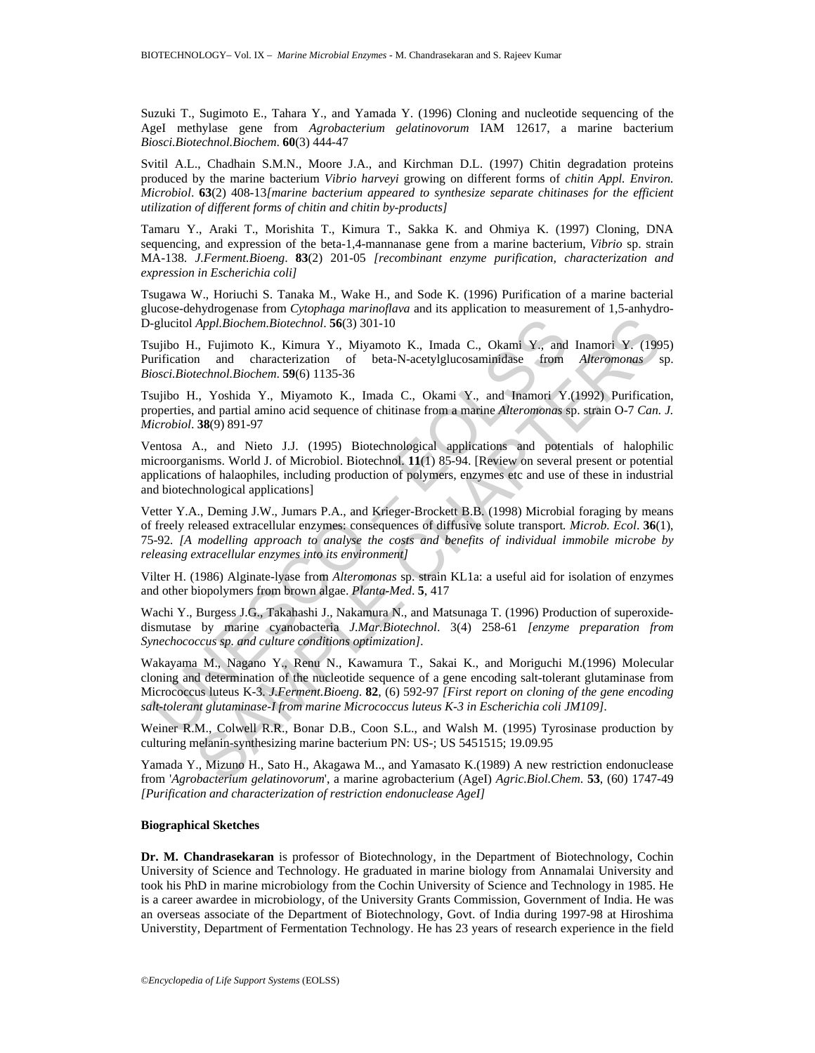Suzuki T., Sugimoto E., Tahara Y., and Yamada Y. (1996) Cloning and nucleotide sequencing of the AgeI methylase gene from *Agrobacterium gelatinovorum* IAM 12617, a marine bacterium *Biosci.Biotechnol.Biochem*. **60**(3) 444-47

Svitil A.L., Chadhain S.M.N., Moore J.A., and Kirchman D.L. (1997) Chitin degradation proteins produced by the marine bacterium *Vibrio harveyi* growing on different forms of *chitin Appl. Environ. Microbiol*. **63**(2) 408-13*[marine bacterium appeared to synthesize separate chitinases for the efficient utilization of different forms of chitin and chitin by-products]*

Tamaru Y., Araki T., Morishita T., Kimura T., Sakka K. and Ohmiya K. (1997) Cloning, DNA sequencing, and expression of the beta-1,4-mannanase gene from a marine bacterium, *Vibrio* sp. strain MA-138. *J.Ferment.Bioeng*. **83**(2) 201-05 *[recombinant enzyme purification, characterization and expression in Escherichia coli]*

Tsugawa W., Horiuchi S. Tanaka M., Wake H., and Sode K. (1996) Purification of a marine bacterial glucose-dehydrogenase from *Cytophaga marinoflava* and its application to measurement of 1,5-anhydro-D-glucitol *Appl.Biochem.Biotechnol*. **56**(3) 301-10

Tsujibo H., Fujimoto K., Kimura Y., Miyamoto K., Imada C., Okami Y., and Inamori Y. (1995) Purification and characterization of beta-N-acetylglucosaminidase from *Alteromonas* sp. *Biosci.Biotechnol.Biochem*. **59**(6) 1135-36

Tsujibo H., Yoshida Y., Miyamoto K., Imada C., Okami Y., and Inamori Y.(1992) Purification, properties, and partial amino acid sequence of chitinase from a marine *Alteromonas* sp. strain O-7 *Can. J. Microbiol*. **38**(9) 891-97

Ventosa A., and Nieto J.J. (1995) Biotechnological applications and potentials of halophilic microorganisms. World J. of Microbiol. Biotechnol. **11**(1) 85-94. [Review on several present or potential applications of halaophiles, including production of polymers, enzymes etc and use of these in industrial and biotechnological applications]

Vetter Y.A., Deming J.W., Jumars P.A., and Krieger-Brockett B.B. (1998) Microbial foraging by means of freely released extracellular enzymes: consequences of diffusive solute transport. *Microb. Ecol*. **36**(1), 75-92. *[A modelling approach to analyse the costs and benefits of individual immobile microbe by releasing extracellular enzymes into its environment]*

Vilter H. (1986) Alginate-lyase from *Alteromonas* sp. strain KL1a: a useful aid for isolation of enzymes and other biopolymers from brown algae. *Planta-Med*. **5**, 417

Wachi Y., Burgess J.G., Takahashi J., Nakamura N., and Matsunaga T. (1996) Production of superoxide-dismutase by marine cyanobacteria *J.Mar.Biotechnol*. 3(4) 258-61 *[enzyme preparation from Synechococcus sp. and culture conditions optimization]*.

Wakayama M., Nagano Y., Renu N., Kawamura T., Sakai K., and Moriguchi M.(1996) Molecular cloning and determination of the nucleotide sequence of a gene encoding salt-tolerant glutaminase from Micrococcus luteus K-3. *J.Ferment.Bioeng*. **82**, (6) 592-97 *[First report on cloning of the gene encoding salt-tolerant glutaminase-I from marine Micrococcus luteus K-3 in Escherichia coli JM109]*.

Weiner R.M., Colwell R.R., Bonar D.B., Coon S.L., and Walsh M. (1995) Tyrosinase production by culturing melanin-synthesizing marine bacterium PN: US-; US 5451515; 19.09.95

Yamada Y., Mizuno H., Sato H., Akagawa M.., and Yamasato K.(1989) A new restriction endonuclease from '*Agrobacterium gelatinovorum*', a marine agrobacterium (AgeI) *Agric.Biol.Chem*. **53**, (60) 1747-49 *[Purification and characterization of restriction endonuclease AgeI]*

**Biographical Sketches**

**Dr. M. Chandrasekaran** is professor of Biotechnology, in the Department of Biotechnology, Cochin University of Science and Technology. He graduated in marine biology from Annamalai University and took his PhD in marine microbiology from the Cochin University of Science and Technology in 1985. He is a career awardee in microbiology, of the University Grants Commission, Government of India. He was an overseas associate of the Department of Biotechnology, Govt. of India during 1997-98 at Hiroshima Universtity, Department of Fermentation Technology. He has 23 years of research experience in the field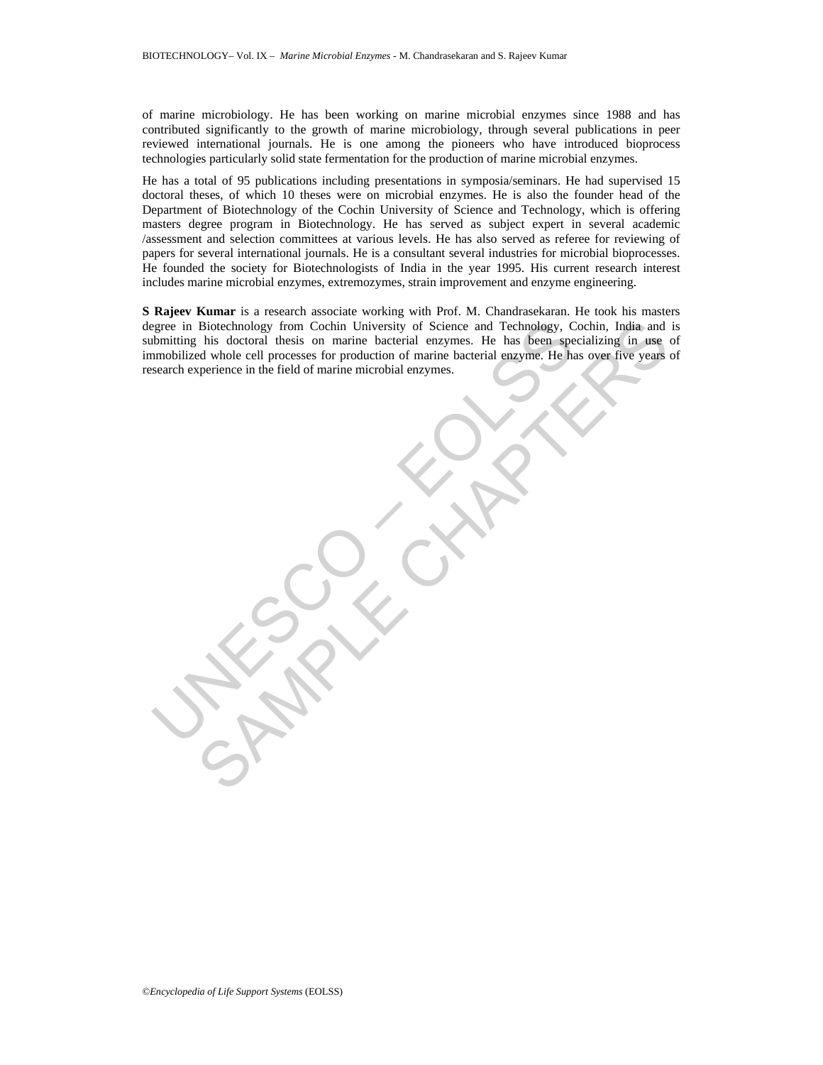of marine microbiology. He has been working on marine microbial enzymes since 1988 and has contributed significantly to the growth of marine microbiology, through several publications in peer reviewed international journals. He is one among the pioneers who have introduced bioprocess technologies particularly solid state fermentation for the production of marine microbial enzymes.

He has a total of 95 publications including presentations in symposia/seminars. He had supervised 15 doctoral theses, of which 10 theses were on microbial enzymes. He is also the founder head of the Department of Biotechnology of the Cochin University of Science and Technology, which is offering masters degree program in Biotechnology. He has served as subject expert in several academic /assessment and selection committees at various levels. He has also served as referee for reviewing of papers for several international journals. He is a consultant several industries for microbial bioprocesses. He founded the society for Biotechnologists of India in the year 1995. His current research interest includes marine microbial enzymes, extremozymes, strain improvement and enzyme engineering.

**S Rajeev Kumar** is a research associate working with Prof. M. Chandrasekaran. He took his masters degree in Biotechnology from Cochin University of Science and Technology, Cochin, India and is submitting his doctoral thesis on marine bacterial enzymes. He has been specializing in use of immobilized whole cell processes for production of marine bacterial enzyme. He has over five years of research experience in the field of marine microbial enzymes.